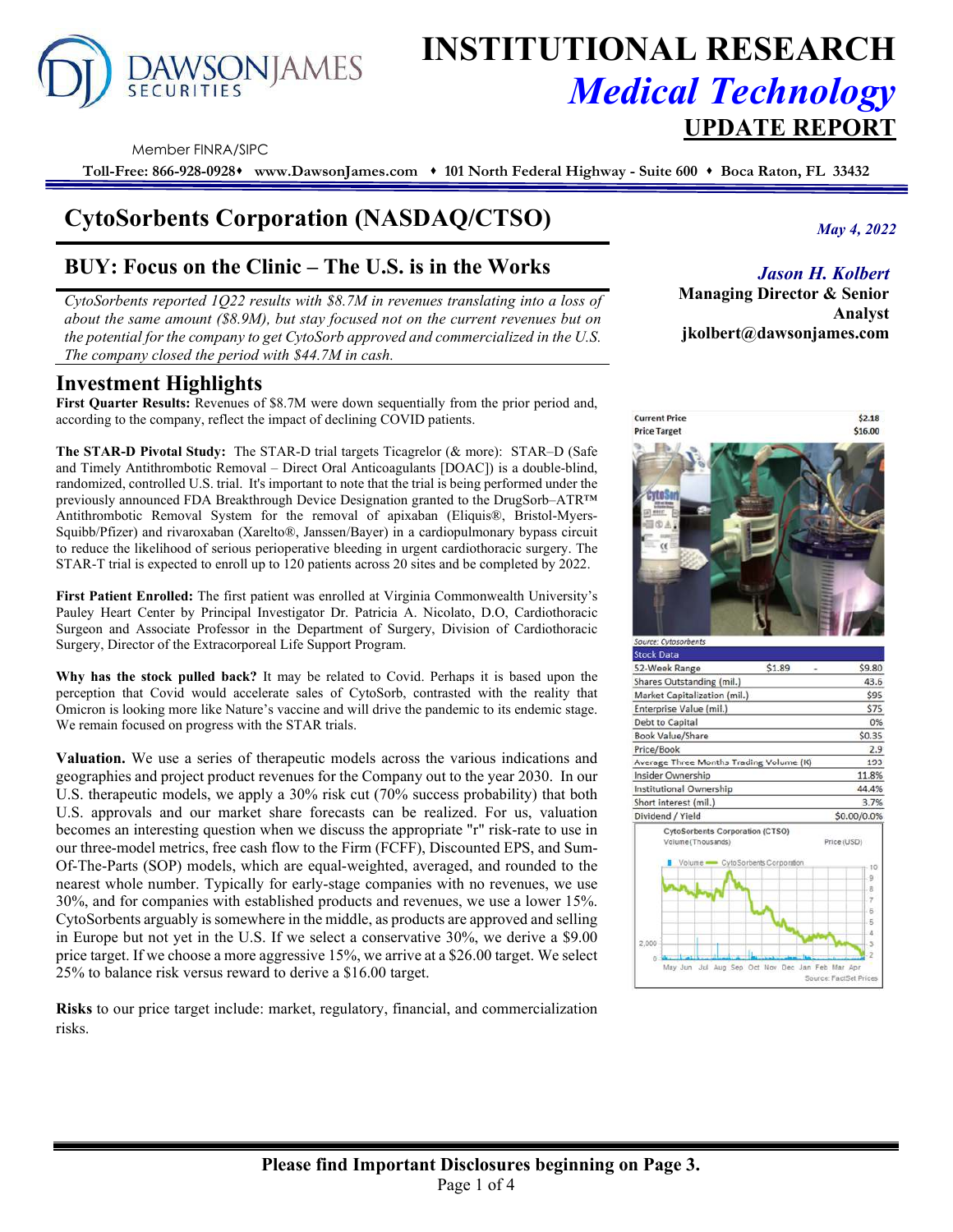# INSTITUTIONAL RESEARCH
## *Medical Technology*
## UPDATE REPORT

DAWSON JAMES SECURITIES

Member FINRA/SIPC

**Toll-Free: 866-928-0928 ♦ www.DawsonJames.com ♦ 101 North Federal Highway - Suite 600 ♦ Boca Raton, FL 33432**

# CytoSorbents Corporation (NASDAQ/CTSO)

*May 4, 2022*

*Jason H. Kolbert*
**Managing Director & Senior Analyst**
**jkolbert@dawsonjames.com**

## BUY: Focus on the Clinic – The U.S. is in the Works

*CytoSorbents reported 1Q22 results with $8.7M in revenues translating into a loss of about the same amount ($8.9M), but stay focused not on the current revenues but on the potential for the company to get CytoSorb approved and commercialized in the U.S. The company closed the period with $44.7M in cash.*

## Investment Highlights

**First Quarter Results:** Revenues of $8.7M were down sequentially from the prior period and, according to the company, reflect the impact of declining COVID patients.

**The STAR-D Pivotal Study:** The STAR-D trial targets Ticagrelor (& more): STAR–D (Safe and Timely Antithrombotic Removal – Direct Oral Anticoagulants [DOAC]) is a double-blind, randomized, controlled U.S. trial. It's important to note that the trial is being performed under the previously announced FDA Breakthrough Device Designation granted to the DrugSorb–ATR™ Antithrombotic Removal System for the removal of apixaban (Eliquis®, Bristol-Myers-Squibb/Pfizer) and rivaroxaban (Xarelto®, Janssen/Bayer) in a cardiopulmonary bypass circuit to reduce the likelihood of serious perioperative bleeding in urgent cardiothoracic surgery. The STAR-T trial is expected to enroll up to 120 patients across 20 sites and be completed by 2022.

**First Patient Enrolled:** The first patient was enrolled at Virginia Commonwealth University's Pauley Heart Center by Principal Investigator Dr. Patricia A. Nicolato, D.O, Cardiothoracic Surgeon and Associate Professor in the Department of Surgery, Division of Cardiothoracic Surgery, Director of the Extracorporeal Life Support Program.

**Why has the stock pulled back?** It may be related to Covid. Perhaps it is based upon the perception that Covid would accelerate sales of CytoSorb, contrasted with the reality that Omicron is looking more like Nature's vaccine and will drive the pandemic to its endemic stage. We remain focused on progress with the STAR trials.

**Valuation.** We use a series of therapeutic models across the various indications and geographies and project product revenues for the Company out to the year 2030. In our U.S. therapeutic models, we apply a 30% risk cut (70% success probability) that both U.S. approvals and our market share forecasts can be realized. For us, valuation becomes an interesting question when we discuss the appropriate "r" risk-rate to use in our three-model metrics, free cash flow to the Firm (FCFF), Discounted EPS, and Sum-Of-The-Parts (SOP) models, which are equal-weighted, averaged, and rounded to the nearest whole number. Typically for early-stage companies with no revenues, we use 30%, and for companies with established products and revenues, we use a lower 15%. CytoSorbents arguably is somewhere in the middle, as products are approved and selling in Europe but not yet in the U.S. If we select a conservative 30%, we derive a $9.00 price target. If we choose a more aggressive 15%, we arrive at a $26.00 target. We select 25% to balance risk versus reward to derive a $16.00 target.

**Risks** to our price target include: market, regulatory, financial, and commercialization risks.

| | |
|---|---|
| Current Price | $2.18 |
| Price Target | $16.00 |

Source: Cytosorbents

| Stock Data | |
|---|---|
| 52-Week Range | $1.89 - $9.80 |
| Shares Outstanding (mil.) | 43.6 |
| Market Capitalization (mil.) | $95 |
| Enterprise Value (mil.) | $75 |
| Debt to Capital | 0% |
| Book Value/Share | $0.35 |
| Price/Book | 2.9 |
| Average Three Months Trading Volume (K) | 193 |
| Insider Ownership | 11.8% |
| Institutional Ownership | 44.4% |
| Short interest (mil.) | 3.7% |
| Dividend / Yield | $0.00/0.0% |

CytoSorbents Corporation (CTSO) Volume (Thousands) Price (USD)

Source: FactSet Prices

**Please find Important Disclosures beginning on Page 3.**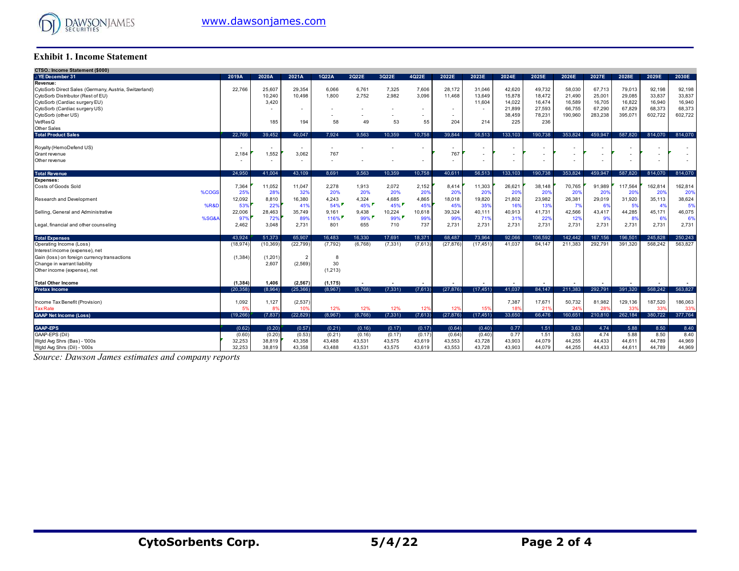## Exhibit 1. Income Statement

| CTSO.: Income Statement ($000) | | | | | | | | | | | | | | | | | |
|---|---|---|---|---|---|---|---|---|---|---|---|---|---|---|---|---|---|
| .: YE December 31 | 2019A | 2020A | 2021A | 1Q22A | 2Q22E | 3Q22E | 4Q22E | 2022E | 2023E | 2024E | 2025E | 2026E | 2027E | 2028E | 2029E | 2030E |
| **Revenue:** | | | | | | | | | | | | | | | | |
| CytoSorb Direct Sales (Germany, Austria, Switzerland) | 22,766 | 25,607 | 29,354 | 6,066 | 6,761 | 7,325 | 7,606 | 28,172 | 31,046 | 42,620 | 49,732 | 58,030 | 67,713 | 79,013 | 92,198 | 92,198 |
| CytoSorb Distributor (Rest of EU) | | 10,240 | 10,498 | 1,800 | 2,752 | 2,982 | 3,096 | 11,468 | 13,649 | 15,878 | 18,472 | 21,490 | 25,001 | 29,085 | 33,837 | 33,837 |
| CytoSorb (Cardiac surgery EU) | | 3,420 | | | | | | | 11,604 | 14,022 | 16,474 | 16,589 | 16,705 | 16,822 | 16,940 | 16,940 |
| CytoSorb (Cardiac surgery US) | | - | - | - | - | - | - | - | - | 21,899 | 27,593 | 66,755 | 67,290 | 67,829 | 68,373 | 68,373 |
| CytoSorb (other US) | | | | - | - | - | - | - | | 38,459 | 78,231 | 190,960 | 283,238 | 395,071 | 602,722 | 602,722 |
| VetResQ | | 185 | 194 | 58 | 49 | 53 | 55 | 204 | 214 | 225 | 236 | | | | | |
| Other Sales | | | | | | | | | | | | | | | | |
| **Total Product Sales** | 22,766 | 39,452 | 40,047 | 7,924 | 9,563 | 10,359 | 10,758 | 39,844 | 56,513 | 133,103 | 190,738 | 353,824 | 459,947 | 587,820 | 814,070 | 814,070 |
| | | | | | | | | | | | | | | | | |
| Royalty (HemoDefend US) | - | - | - | - | - | - | - | - | - | - | - | - | - | - | - | - |
| Grant revenue | 2,184 | 1,552 | 3,062 | 767 | | | | 767 | - | - | - | - | - | - | - | - |
| Other revenue | - | - | - | - | - | - | - | - | - | - | - | - | - | - | - | - |
| | | | | | | | | | | | | | | | | |
| **Total Revenue** | 24,950 | 41,004 | 43,109 | 8,691 | 9,563 | 10,359 | 10,758 | 40,611 | 56,513 | 133,103 | 190,738 | 353,824 | 459,947 | 587,820 | 814,070 | 814,070 |
| **Expenses:** | | | | | | | | | | | | | | | | |
| Costs of Goods Sold | 7,364 | 11,052 | 11,047 | 2,278 | 1,913 | 2,072 | 2,152 | 8,414 | 11,303 | 26,621 | 38,148 | 70,765 | 91,989 | 117,564 | 162,814 | 162,814 |
| %COGS | 25% | 28% | 32% | 20% | 20% | 20% | 20% | 20% | 20% | 20% | 20% | 20% | 20% | 20% | 20% | 20% |
| Research and Development | 12,092 | 8,810 | 16,380 | 4,243 | 4,324 | 4,685 | 4,865 | 18,018 | 19,820 | 21,802 | 23,982 | 26,381 | 29,019 | 31,920 | 35,113 | 38,624 |
| %R&D | 53% | 22% | 41% | 54% | 45% | 45% | 45% | 45% | 35% | 16% | 13% | 7% | 6% | 5% | 4% | 5% |
| Selling, General and Administrative | 22,006 | 28,463 | 35,749 | 9,161 | 9,438 | 10,224 | 10,618 | 39,324 | 40,111 | 40,913 | 41,731 | 42,566 | 43,417 | 44,285 | 45,171 | 46,075 |
| %SG&A | 97% | 72% | 89% | 116% | 99% | 99% | 99% | 99% | 71% | 31% | 22% | 12% | 9% | 8% | 6% | 6% |
| Legal, financial and other counseling | 2,462 | 3,048 | 2,731 | 801 | 655 | 710 | 737 | 2,731 | 2,731 | 2,731 | 2,731 | 2,731 | 2,731 | 2,731 | 2,731 | 2,731 |
| | | | | | | | | | | | | | | | | |
| **Total Expenses** | 43,924 | 51,373 | 65,907 | 16,483 | 16,330 | 17,691 | 18,371 | 68,487 | 73,964 | 92,066 | 106,592 | 142,442 | 167,156 | 196,501 | 245,828 | 250,243 |
| Operating Income (Loss) | (18,974) | (10,369) | (22,799) | (7,792) | (6,768) | (7,331) | (7,613) | (27,876) | (17,451) | 41,037 | 84,147 | 211,383 | 292,791 | 391,320 | 568,242 | 563,827 |
| Interest income (expense), net | | | | | | | | | | | | | | | | |
| Gain (loss) on foreign currency transactions | (1,384) | (1,201) | 2 | 8 | | | | | | | | | | | | |
| Change in warrant liability | | 2,607 | (2,569) | 30 | | | | | | | | | | | | |
| Other income (expense), net | | | | (1,213) | | | | | | | | | | | | |
| | | | | | | | | | | | | | | | | |
| **Total Other Income** | **(1,384)** | **1,406** | **(2,567)** | **(1,175)** | - | - | - | - | - | - | - | - | - | - | - | - |
| **Pretax Income** | (20,358) | (8,964) | (25,366) | (8,967) | (6,768) | (7,331) | (7,613) | (27,876) | (17,451) | 41,037 | 84,147 | 211,383 | 292,791 | 391,320 | 568,242 | 563,827 |
| | | | | | | | | | | | | | | | | |
| Income Tax Benefit (Provision) | 1,092 | 1,127 | (2,537) | | | | | | | 7,387 | 17,671 | 50,732 | 81,982 | 129,136 | 187,520 | 186,063 |
| Tax Rate | 5% | 8% | 10% | 12% | 12% | 12% | 12% | 12% | 15% | 18% | 21% | 24% | 28% | 33% | 33% | 33% |
| **GAAP Net Income (Loss)** | (19,266) | (7,837) | (22,829) | (8,967) | (6,768) | (7,331) | (7,613) | (27,876) | (17,451) | 33,650 | 66,476 | 160,651 | 210,810 | 262,184 | 380,722 | 377,764 |
| | | | | | | | | | | | | | | | | |
| **GAAP-EPS** | (0.62) | (0.20) | (0.57) | (0.21) | (0.16) | (0.17) | (0.17) | (0.64) | (0.40) | 0.77 | 1.51 | 3.63 | 4.74 | 5.88 | 8.50 | 8.40 |
| GAAP-EPS (Dil) | (0.60) | (0.20) | (0.53) | (0.21) | (0.16) | (0.17) | (0.17) | (0.64) | (0.40) | 0.77 | 1.51 | 3.63 | 4.74 | 5.88 | 8.50 | 8.40 |
| Wgtd Avg Shrs (Bas) - '000s | 32,253 | 38,819 | 43,358 | 43,488 | 43,531 | 43,575 | 43,619 | 43,553 | 43,728 | 43,903 | 44,079 | 44,255 | 44,433 | 44,611 | 44,789 | 44,969 |
| Wgtd Avg Shrs (Dil) - '000s | 32,253 | 38,819 | 43,358 | 43,488 | 43,531 | 43,575 | 43,619 | 43,553 | 43,728 | 43,903 | 44,079 | 44,255 | 44,433 | 44,611 | 44,789 | 44,969 |

*Source: Dawson James estimates and company reports*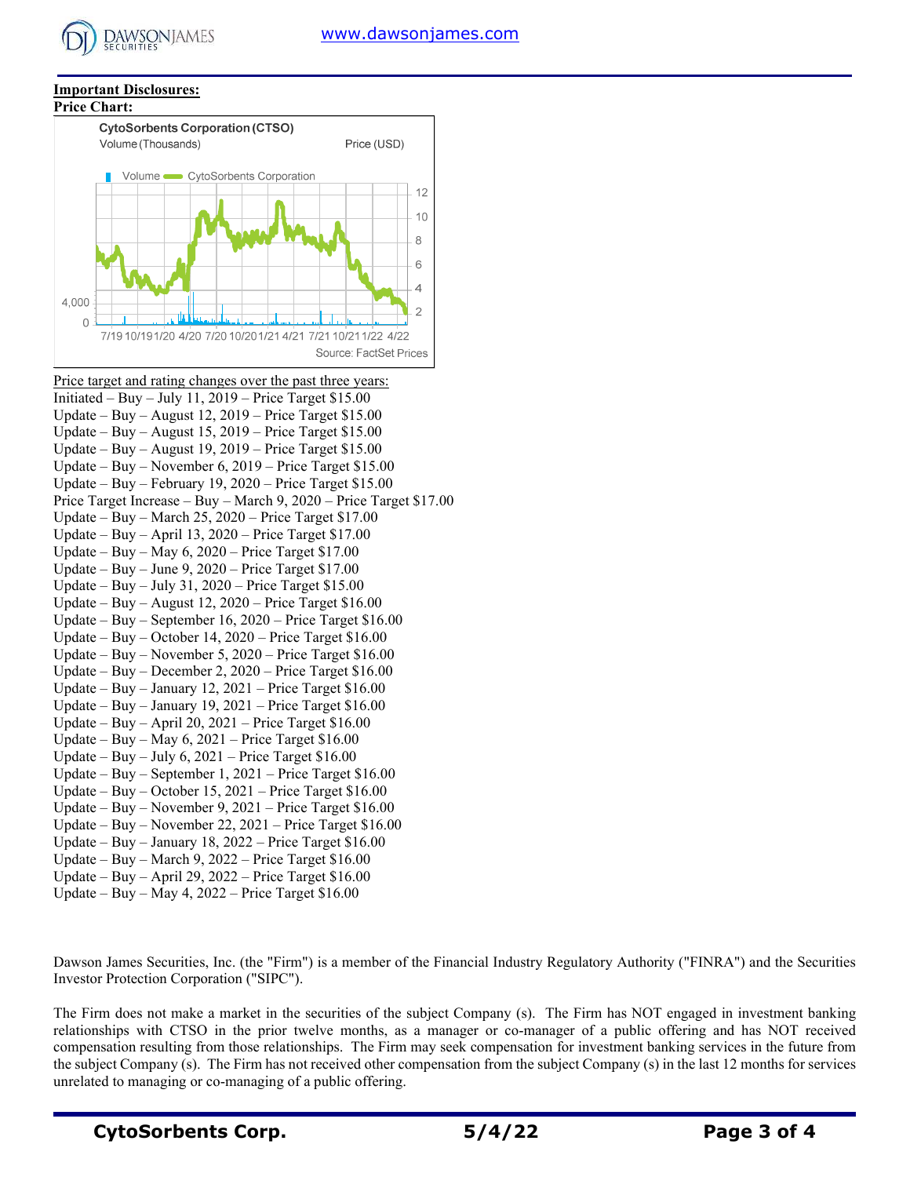**Important Disclosures:**

**Price Chart:**

Price target and rating changes over the past three years:

Initiated – Buy – July 11, 2019 – Price Target $15.00
Update – Buy – August 12, 2019 – Price Target $15.00
Update – Buy – August 15, 2019 – Price Target $15.00
Update – Buy – August 19, 2019 – Price Target $15.00
Update – Buy – November 6, 2019 – Price Target $15.00
Update – Buy – February 19, 2020 – Price Target $15.00
Price Target Increase – Buy – March 9, 2020 – Price Target $17.00
Update – Buy – March 25, 2020 – Price Target $17.00
Update – Buy – April 13, 2020 – Price Target $17.00
Update – Buy – May 6, 2020 – Price Target $17.00
Update – Buy – June 9, 2020 – Price Target $17.00
Update – Buy – July 31, 2020 – Price Target $15.00
Update – Buy – August 12, 2020 – Price Target $16.00
Update – Buy – September 16, 2020 – Price Target $16.00
Update – Buy – October 14, 2020 – Price Target $16.00
Update – Buy – November 5, 2020 – Price Target $16.00
Update – Buy – December 2, 2020 – Price Target $16.00
Update – Buy – January 12, 2021 – Price Target $16.00
Update – Buy – January 19, 2021 – Price Target $16.00
Update – Buy – April 20, 2021 – Price Target $16.00
Update – Buy – May 6, 2021 – Price Target $16.00
Update – Buy – July 6, 2021 – Price Target $16.00
Update – Buy – September 1, 2021 – Price Target $16.00
Update – Buy – October 15, 2021 – Price Target $16.00
Update – Buy – November 9, 2021 – Price Target $16.00
Update – Buy – November 22, 2021 – Price Target $16.00
Update – Buy – January 18, 2022 – Price Target $16.00
Update – Buy – March 9, 2022 – Price Target $16.00
Update – Buy – April 29, 2022 – Price Target $16.00
Update – Buy – May 4, 2022 – Price Target $16.00

Dawson James Securities, Inc. (the "Firm") is a member of the Financial Industry Regulatory Authority ("FINRA") and the Securities Investor Protection Corporation ("SIPC").

The Firm does not make a market in the securities of the subject Company (s). The Firm has NOT engaged in investment banking relationships with CTSO in the prior twelve months, as a manager or co-manager of a public offering and has NOT received compensation resulting from those relationships. The Firm may seek compensation for investment banking services in the future from the subject Company (s). The Firm has not received other compensation from the subject Company (s) in the last 12 months for services unrelated to managing or co-managing of a public offering.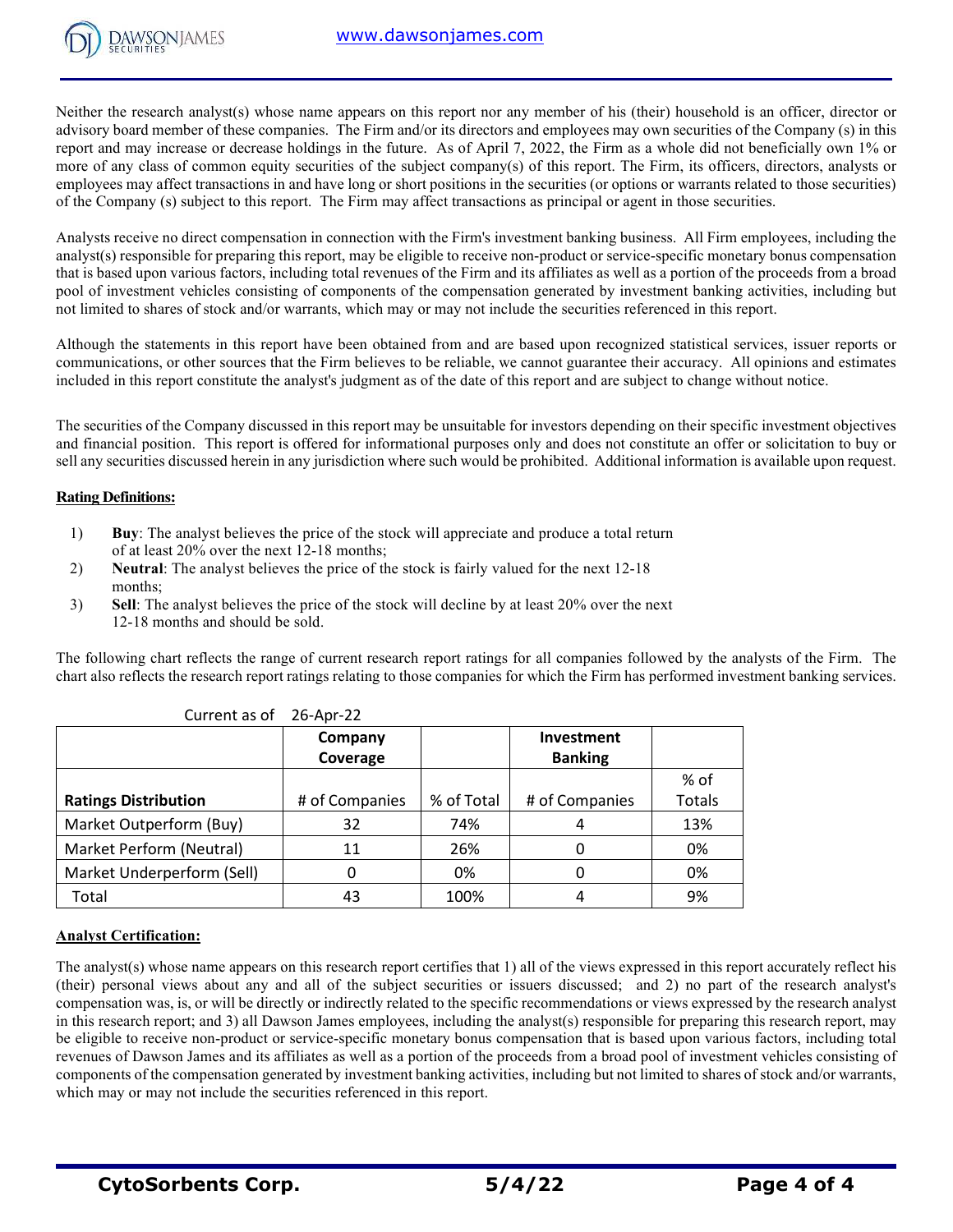Neither the research analyst(s) whose name appears on this report nor any member of his (their) household is an officer, director or advisory board member of these companies. The Firm and/or its directors and employees may own securities of the Company (s) in this report and may increase or decrease holdings in the future. As of April 7, 2022, the Firm as a whole did not beneficially own 1% or more of any class of common equity securities of the subject company(s) of this report. The Firm, its officers, directors, analysts or employees may affect transactions in and have long or short positions in the securities (or options or warrants related to those securities) of the Company (s) subject to this report. The Firm may affect transactions as principal or agent in those securities.

Analysts receive no direct compensation in connection with the Firm's investment banking business. All Firm employees, including the analyst(s) responsible for preparing this report, may be eligible to receive non-product or service-specific monetary bonus compensation that is based upon various factors, including total revenues of the Firm and its affiliates as well as a portion of the proceeds from a broad pool of investment vehicles consisting of components of the compensation generated by investment banking activities, including but not limited to shares of stock and/or warrants, which may or may not include the securities referenced in this report.

Although the statements in this report have been obtained from and are based upon recognized statistical services, issuer reports or communications, or other sources that the Firm believes to be reliable, we cannot guarantee their accuracy. All opinions and estimates included in this report constitute the analyst's judgment as of the date of this report and are subject to change without notice.

The securities of the Company discussed in this report may be unsuitable for investors depending on their specific investment objectives and financial position. This report is offered for informational purposes only and does not constitute an offer or solicitation to buy or sell any securities discussed herein in any jurisdiction where such would be prohibited. Additional information is available upon request.

**Rating Definitions:**

1) **Buy**: The analyst believes the price of the stock will appreciate and produce a total return of at least 20% over the next 12-18 months;
2) **Neutral**: The analyst believes the price of the stock is fairly valued for the next 12-18 months;
3) **Sell**: The analyst believes the price of the stock will decline by at least 20% over the next 12-18 months and should be sold.

The following chart reflects the range of current research report ratings for all companies followed by the analysts of the Firm. The chart also reflects the research report ratings relating to those companies for which the Firm has performed investment banking services.

Current as of 26-Apr-22

| | Company Coverage | | Investment Banking | |
|---|---|---|---|---|
| **Ratings Distribution** | # of Companies | % of Total | # of Companies | % of Totals |
| Market Outperform (Buy) | 32 | 74% | 4 | 13% |
| Market Perform (Neutral) | 11 | 26% | 0 | 0% |
| Market Underperform (Sell) | 0 | 0% | 0 | 0% |
| Total | 43 | 100% | 4 | 9% |

**Analyst Certification:**

The analyst(s) whose name appears on this research report certifies that 1) all of the views expressed in this report accurately reflect his (their) personal views about any and all of the subject securities or issuers discussed; and 2) no part of the research analyst's compensation was, is, or will be directly or indirectly related to the specific recommendations or views expressed by the research analyst in this research report; and 3) all Dawson James employees, including the analyst(s) responsible for preparing this research report, may be eligible to receive non-product or service-specific monetary bonus compensation that is based upon various factors, including total revenues of Dawson James and its affiliates as well as a portion of the proceeds from a broad pool of investment vehicles consisting of components of the compensation generated by investment banking activities, including but not limited to shares of stock and/or warrants, which may or may not include the securities referenced in this report.